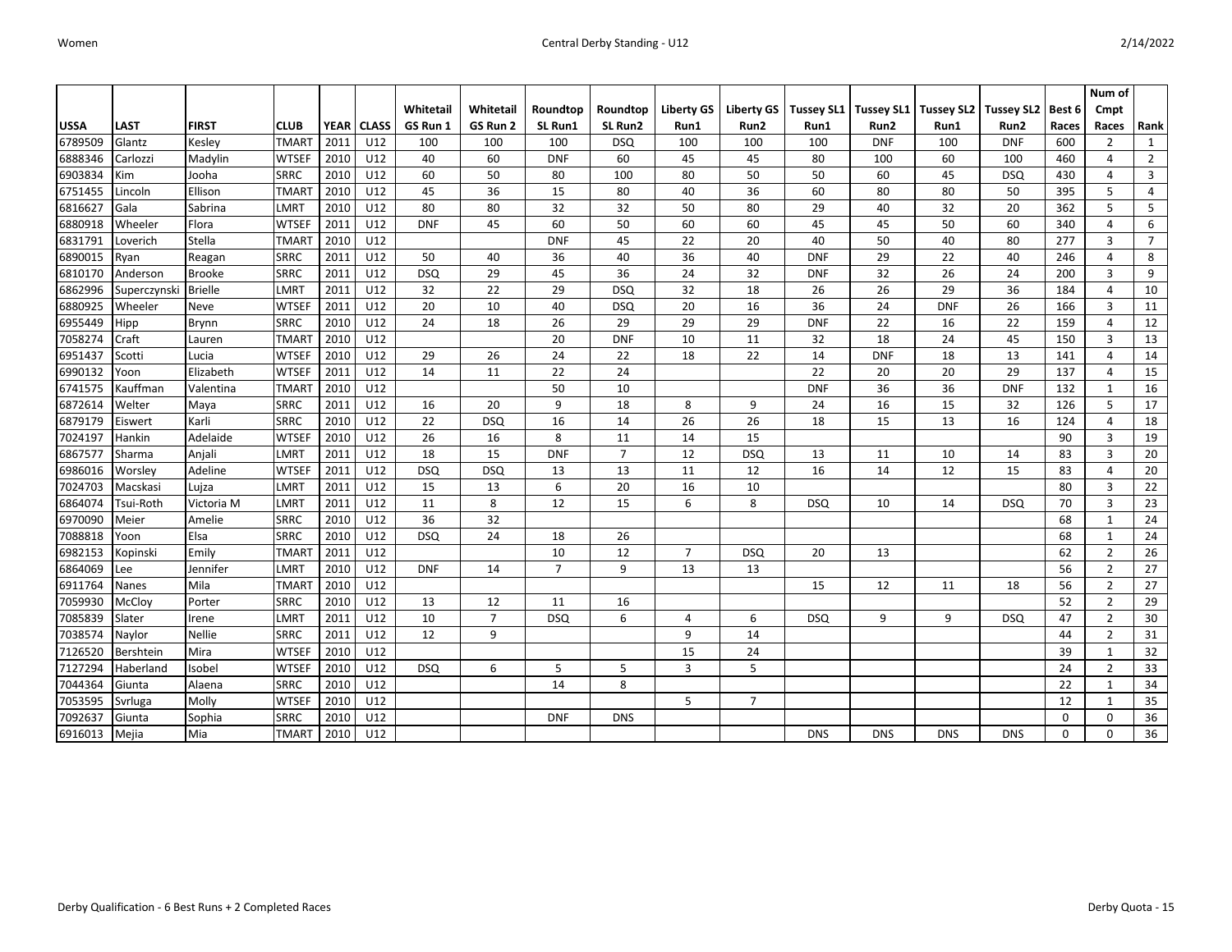Women

# Central Derby Standing - U12

2/14/2022

| USSA | LAST | FIRST | CLUB | YEAR | CLASS | Whitetail GS Run 1 | Whitetail GS Run 2 | Roundtop SL Run1 | Roundtop SL Run2 | Liberty GS Run1 | Liberty GS Run2 | Tussey SL1 Run1 | Tussey SL1 Run2 | Tussey SL2 Run1 | Tussey SL2 Run2 | Best 6 Races | Num of Cmpt Races | Rank |
|---|---|---|---|---|---|---|---|---|---|---|---|---|---|---|---|---|---|---|
| 6789509 | Glantz | Kesley | TMART | 2011 | U12 | 100 | 100 | 100 | DSQ | 100 | 100 | 100 | DNF | 100 | DNF | 600 | 2 | 1 |
| 6888346 | Carlozzi | Madylin | WTSEF | 2010 | U12 | 40 | 60 | DNF | 60 | 45 | 45 | 80 | 100 | 60 | 100 | 460 | 4 | 2 |
| 6903834 | Kim | Jooha | SRRC | 2010 | U12 | 60 | 50 | 80 | 100 | 80 | 50 | 50 | 60 | 45 | DSQ | 430 | 4 | 3 |
| 6751455 | Lincoln | Ellison | TMART | 2010 | U12 | 45 | 36 | 15 | 80 | 40 | 36 | 60 | 80 | 80 | 50 | 395 | 5 | 4 |
| 6816627 | Gala | Sabrina | LMRT | 2010 | U12 | 80 | 80 | 32 | 32 | 50 | 80 | 29 | 40 | 32 | 20 | 362 | 5 | 5 |
| 6880918 | Wheeler | Flora | WTSEF | 2011 | U12 | DNF | 45 | 60 | 50 | 60 | 60 | 45 | 45 | 50 | 60 | 340 | 4 | 6 |
| 6831791 | Loverich | Stella | TMART | 2010 | U12 | | | DNF | 45 | 22 | 20 | 40 | 50 | 40 | 80 | 277 | 3 | 7 |
| 6890015 | Ryan | Reagan | SRRC | 2011 | U12 | 50 | 40 | 36 | 40 | 36 | 40 | DNF | 29 | 22 | 40 | 246 | 4 | 8 |
| 6810170 | Anderson | Brooke | SRRC | 2011 | U12 | DSQ | 29 | 45 | 36 | 24 | 32 | DNF | 32 | 26 | 24 | 200 | 3 | 9 |
| 6862996 | Superczynski | Brielle | LMRT | 2011 | U12 | 32 | 22 | 29 | DSQ | 32 | 18 | 26 | 26 | 29 | 36 | 184 | 4 | 10 |
| 6880925 | Wheeler | Neve | WTSEF | 2011 | U12 | 20 | 10 | 40 | DSQ | 20 | 16 | 36 | 24 | DNF | 26 | 166 | 3 | 11 |
| 6955449 | Hipp | Brynn | SRRC | 2010 | U12 | 24 | 18 | 26 | 29 | 29 | 29 | DNF | 22 | 16 | 22 | 159 | 4 | 12 |
| 7058274 | Craft | Lauren | TMART | 2010 | U12 | | | 20 | DNF | 10 | 11 | 32 | 18 | 24 | 45 | 150 | 3 | 13 |
| 6951437 | Scotti | Lucia | WTSEF | 2010 | U12 | 29 | 26 | 24 | 22 | 18 | 22 | 14 | DNF | 18 | 13 | 141 | 4 | 14 |
| 6990132 | Yoon | Elizabeth | WTSEF | 2011 | U12 | 14 | 11 | 22 | 24 | | | 22 | 20 | 20 | 29 | 137 | 4 | 15 |
| 6741575 | Kauffman | Valentina | TMART | 2010 | U12 | | | 50 | 10 | | | DNF | 36 | 36 | DNF | 132 | 1 | 16 |
| 6872614 | Welter | Maya | SRRC | 2011 | U12 | 16 | 20 | 9 | 18 | 8 | 9 | 24 | 16 | 15 | 32 | 126 | 5 | 17 |
| 6879179 | Eiswert | Karli | SRRC | 2010 | U12 | 22 | DSQ | 16 | 14 | 26 | 26 | 18 | 15 | 13 | 16 | 124 | 4 | 18 |
| 7024197 | Hankin | Adelaide | WTSEF | 2010 | U12 | 26 | 16 | 8 | 11 | 14 | 15 | | | | | 90 | 3 | 19 |
| 6867577 | Sharma | Anjali | LMRT | 2011 | U12 | 18 | 15 | DNF | 7 | 12 | DSQ | 13 | 11 | 10 | 14 | 83 | 3 | 20 |
| 6986016 | Worsley | Adeline | WTSEF | 2011 | U12 | DSQ | DSQ | 13 | 13 | 11 | 12 | 16 | 14 | 12 | 15 | 83 | 4 | 20 |
| 7024703 | Macskasi | Lujza | LMRT | 2011 | U12 | 15 | 13 | 6 | 20 | 16 | 10 | | | | | 80 | 3 | 22 |
| 6864074 | Tsui-Roth | Victoria M | LMRT | 2011 | U12 | 11 | 8 | 12 | 15 | 6 | 8 | DSQ | 10 | 14 | DSQ | 70 | 3 | 23 |
| 6970090 | Meier | Amelie | SRRC | 2010 | U12 | 36 | 32 | | | | | | | | | 68 | 1 | 24 |
| 7088818 | Yoon | Elsa | SRRC | 2010 | U12 | DSQ | 24 | 18 | 26 | | | | | | | 68 | 1 | 24 |
| 6982153 | Kopinski | Emily | TMART | 2011 | U12 | | | 10 | 12 | 7 | DSQ | 20 | 13 | | | 62 | 2 | 26 |
| 6864069 | Lee | Jennifer | LMRT | 2010 | U12 | DNF | 14 | 7 | 9 | 13 | 13 | | | | | 56 | 2 | 27 |
| 6911764 | Nanes | Mila | TMART | 2010 | U12 | | | | | | | 15 | 12 | 11 | 18 | 56 | 2 | 27 |
| 7059930 | McCloy | Porter | SRRC | 2010 | U12 | 13 | 12 | 11 | 16 | | | | | | | 52 | 2 | 29 |
| 7085839 | Slater | Irene | LMRT | 2011 | U12 | 10 | 7 | DSQ | 6 | 4 | 6 | DSQ | 9 | 9 | DSQ | 47 | 2 | 30 |
| 7038574 | Naylor | Nellie | SRRC | 2011 | U12 | 12 | 9 | | | 9 | 14 | | | | | 44 | 2 | 31 |
| 7126520 | Bershtein | Mira | WTSEF | 2010 | U12 | | | | | 15 | 24 | | | | | 39 | 1 | 32 |
| 7127294 | Haberland | Isobel | WTSEF | 2010 | U12 | DSQ | 6 | 5 | 5 | 3 | 5 | | | | | 24 | 2 | 33 |
| 7044364 | Giunta | Alaena | SRRC | 2010 | U12 | | | 14 | 8 | | | | | | | 22 | 1 | 34 |
| 7053595 | Svrluga | Molly | WTSEF | 2010 | U12 | | | | | 5 | 7 | | | | | 12 | 1 | 35 |
| 7092637 | Giunta | Sophia | SRRC | 2010 | U12 | | | DNF | DNS | | | | | | | 0 | 0 | 36 |
| 6916013 | Mejia | Mia | TMART | 2010 | U12 | | | | | | | DNS | DNS | DNS | DNS | 0 | 0 | 36 |

Derby Qualification - 6 Best Runs + 2 Completed Races

Derby Quota - 15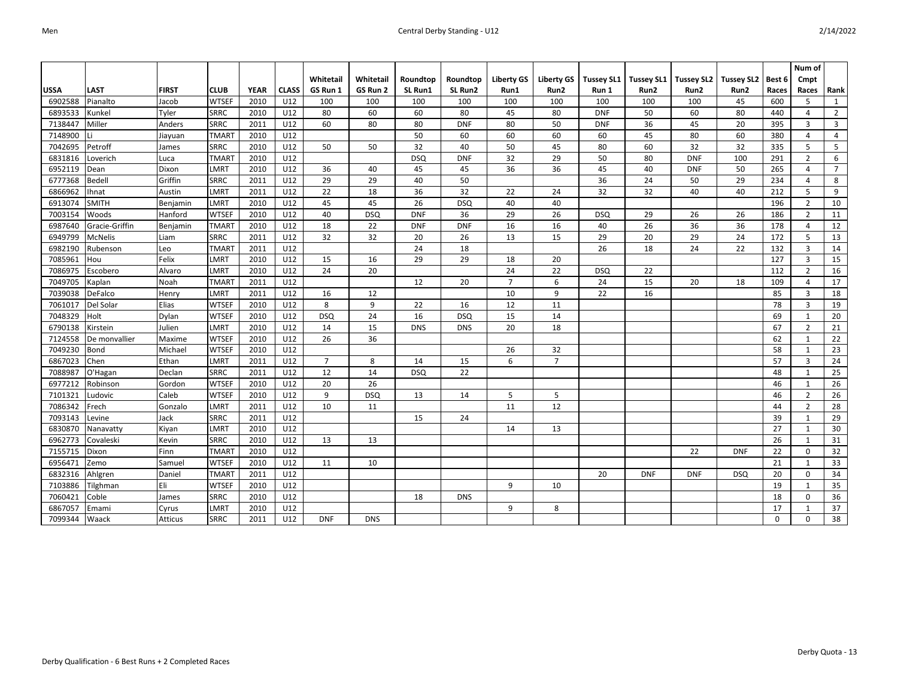| USSA | LAST | FIRST | CLUB | YEAR | CLASS | Whitetail GS Run 1 | Whitetail GS Run 2 | Roundtop SL Run1 | Roundtop SL Run2 | Liberty GS Run1 | Liberty GS Run2 | Tussey SL1 Run 1 | Tussey SL1 Run2 | Tussey SL2 Run2 | Tussey SL2 Run2 | Best 6 Races | Num of Cmpt Races | Rank |
|---|---|---|---|---|---|---|---|---|---|---|---|---|---|---|---|---|---|---|
| 6902588 | Pianalto | Jacob | WTSEF | 2010 | U12 | 100 | 100 | 100 | 100 | 100 | 100 | 100 | 100 | 100 | 45 | 600 | 5 | 1 |
| 6893533 | Kunkel | Tyler | SRRC | 2010 | U12 | 80 | 60 | 60 | 80 | 45 | 80 | DNF | 50 | 60 | 80 | 440 | 4 | 2 |
| 7138447 | Miller | Anders | SRRC | 2011 | U12 | 60 | 80 | 80 | DNF | 80 | 50 | DNF | 36 | 45 | 20 | 395 | 3 | 3 |
| 7148900 | Li | Jiayuan | TMART | 2010 | U12 | | | 50 | 60 | 60 | 60 | 60 | 45 | 80 | 60 | 380 | 4 | 4 |
| 7042695 | Petroff | James | SRRC | 2010 | U12 | 50 | 50 | 32 | 40 | 50 | 45 | 80 | 60 | 32 | 32 | 335 | 5 | 5 |
| 6831816 | Loverich | Luca | TMART | 2010 | U12 | | | DSQ | DNF | 32 | 29 | 50 | 80 | DNF | 100 | 291 | 2 | 6 |
| 6952119 | Dean | Dixon | LMRT | 2010 | U12 | 36 | 40 | 45 | 45 | 36 | 36 | 45 | 40 | DNF | 50 | 265 | 4 | 7 |
| 6777368 | Bedell | Griffin | SRRC | 2011 | U12 | 29 | 29 | 40 | 50 | | | 36 | 24 | 50 | 29 | 234 | 4 | 8 |
| 6866962 | Ihnat | Austin | LMRT | 2011 | U12 | 22 | 18 | 36 | 32 | 22 | 24 | 32 | 32 | 40 | 40 | 212 | 5 | 9 |
| 6913074 | SMITH | Benjamin | LMRT | 2010 | U12 | 45 | 45 | 26 | DSQ | 40 | 40 | | | | | 196 | 2 | 10 |
| 7003154 | Woods | Hanford | WTSEF | 2010 | U12 | 40 | DSQ | DNF | 36 | 29 | 26 | DSQ | 29 | 26 | 26 | 186 | 2 | 11 |
| 6987640 | Gracie-Griffin | Benjamin | TMART | 2010 | U12 | 18 | 22 | DNF | DNF | 16 | 16 | 40 | 26 | 36 | 36 | 178 | 4 | 12 |
| 6949799 | McNelis | Liam | SRRC | 2011 | U12 | 32 | 32 | 20 | 26 | 13 | 15 | 29 | 20 | 29 | 24 | 172 | 5 | 13 |
| 6982190 | Rubenson | Leo | TMART | 2011 | U12 | | | 24 | 18 | | | 26 | 18 | 24 | 22 | 132 | 3 | 14 |
| 7085961 | Hou | Felix | LMRT | 2010 | U12 | 15 | 16 | 29 | 29 | 18 | 20 | | | | | 127 | 3 | 15 |
| 7086975 | Escobero | Alvaro | LMRT | 2010 | U12 | 24 | 20 | | | 24 | 22 | DSQ | 22 | | | 112 | 2 | 16 |
| 7049705 | Kaplan | Noah | TMART | 2011 | U12 | | | 12 | 20 | 7 | 6 | 24 | 15 | 20 | 18 | 109 | 4 | 17 |
| 7039038 | DeFalco | Henry | LMRT | 2011 | U12 | 16 | 12 | | | 10 | 9 | 22 | 16 | | | 85 | 3 | 18 |
| 7061017 | Del Solar | Elias | WTSEF | 2010 | U12 | 8 | 9 | 22 | 16 | 12 | 11 | | | | | 78 | 3 | 19 |
| 7048329 | Holt | Dylan | WTSEF | 2010 | U12 | DSQ | 24 | 16 | DSQ | 15 | 14 | | | | | 69 | 1 | 20 |
| 6790138 | Kirstein | Julien | LMRT | 2010 | U12 | 14 | 15 | DNS | DNS | 20 | 18 | | | | | 67 | 2 | 21 |
| 7124558 | De monvallier | Maxime | WTSEF | 2010 | U12 | 26 | 36 | | | | | | | | | 62 | 1 | 22 |
| 7049230 | Bond | Michael | WTSEF | 2010 | U12 | | | | | 26 | 32 | | | | | 58 | 1 | 23 |
| 6867023 | Chen | Ethan | LMRT | 2011 | U12 | 7 | 8 | 14 | 15 | 6 | 7 | | | | | 57 | 3 | 24 |
| 7088987 | O'Hagan | Declan | SRRC | 2011 | U12 | 12 | 14 | DSQ | 22 | | | | | | | 48 | 1 | 25 |
| 6977212 | Robinson | Gordon | WTSEF | 2010 | U12 | 20 | 26 | | | | | | | | | 46 | 1 | 26 |
| 7101321 | Ludovic | Caleb | WTSEF | 2010 | U12 | 9 | DSQ | 13 | 14 | 5 | 5 | | | | | 46 | 2 | 26 |
| 7086342 | Frech | Gonzalo | LMRT | 2011 | U12 | 10 | 11 | | | 11 | 12 | | | | | 44 | 2 | 28 |
| 7093143 | Levine | Jack | SRRC | 2011 | U12 | | | 15 | 24 | | | | | | | 39 | 1 | 29 |
| 6830870 | Nanavatty | Kiyan | LMRT | 2010 | U12 | | | | | 14 | 13 | | | | | 27 | 1 | 30 |
| 6962773 | Covaleski | Kevin | SRRC | 2010 | U12 | 13 | 13 | | | | | | | | | 26 | 1 | 31 |
| 7155715 | Dixon | Finn | TMART | 2010 | U12 | | | | | | | | | 22 | DNF | 22 | 0 | 32 |
| 6956471 | Zemo | Samuel | WTSEF | 2010 | U12 | 11 | 10 | | | | | | | | | 21 | 1 | 33 |
| 6832316 | Ahlgren | Daniel | TMART | 2011 | U12 | | | | | | | 20 | DNF | DNF | DSQ | 20 | 0 | 34 |
| 7103886 | Tilghman | Eli | WTSEF | 2010 | U12 | | | | | 9 | 10 | | | | | 19 | 1 | 35 |
| 7060421 | Coble | James | SRRC | 2010 | U12 | | | 18 | DNS | | | | | | | 18 | 0 | 36 |
| 6867057 | Emami | Cyrus | LMRT | 2010 | U12 | | | | | 9 | 8 | | | | | 17 | 1 | 37 |
| 7099344 | Waack | Atticus | SRRC | 2011 | U12 | DNF | DNS | | | | | | | | | 0 | 0 | 38 |

Derby Qualification - 6 Best Runs + 2 Completed Races

Derby Quota - 13